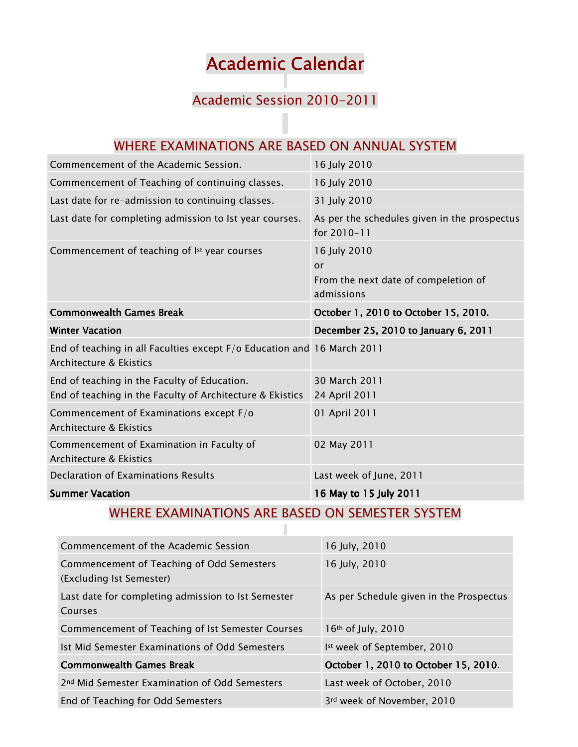# Academic Calendar

## Academic Session 2010-2011

### WHERE EXAMINATIONS ARE BASED ON ANNUAL SYSTEM

| | |
|---|---|
| Commencement of the Academic Session. | 16 July 2010 |
| Commencement of Teaching of continuing classes. | 16 July 2010 |
| Last date for re-admission to continuing classes. | 31 July 2010 |
| Last date for completing admission to Ist year courses. | As per the schedules given in the prospectus for 2010-11 |
| Commencement of teaching of I[st] year courses | 16 July 2010<br>or<br>From the next date of compeletion of admissions |
| **Commonwealth Games Break** | **October 1, 2010 to October 15, 2010.** |
| **Winter Vacation** | **December 25, 2010 to January 6, 2011** |
| End of teaching in all Faculties except F/o Education and Architecture & Ekistics | 16 March 2011 |
| End of teaching in the Faculty of Education.<br>End of teaching in the Faculty of Architecture & Ekistics | 30 March 2011<br>24 April 2011 |
| Commencement of Examinations except F/o Architecture & Ekistics | 01 April 2011 |
| Commencement of Examination in Faculty of Architecture & Ekistics | 02 May 2011 |
| Declaration of Examinations Results | Last week of June, 2011 |
| **Summer Vacation** | **16 May to 15 July 2011** |

### WHERE EXAMINATIONS ARE BASED ON SEMESTER SYSTEM

| | |
|---|---|
| Commencement of the Academic Session | 16 July, 2010 |
| Commencement of Teaching of Odd Semesters (Excluding Ist Semester) | 16 July, 2010 |
| Last date for completing admission to Ist Semester Courses | As per Schedule given in the Prospectus |
| Commencement of Teaching of Ist Semester Courses | 16[th] of July, 2010 |
| Ist Mid Semester Examinations of Odd Semesters | I[st] week of September, 2010 |
| **Commonwealth Games Break** | **October 1, 2010 to October 15, 2010.** |
| 2[nd] Mid Semester Examination of Odd Semesters | Last week of October, 2010 |
| End of Teaching for Odd Semesters | 3[rd] week of November, 2010 |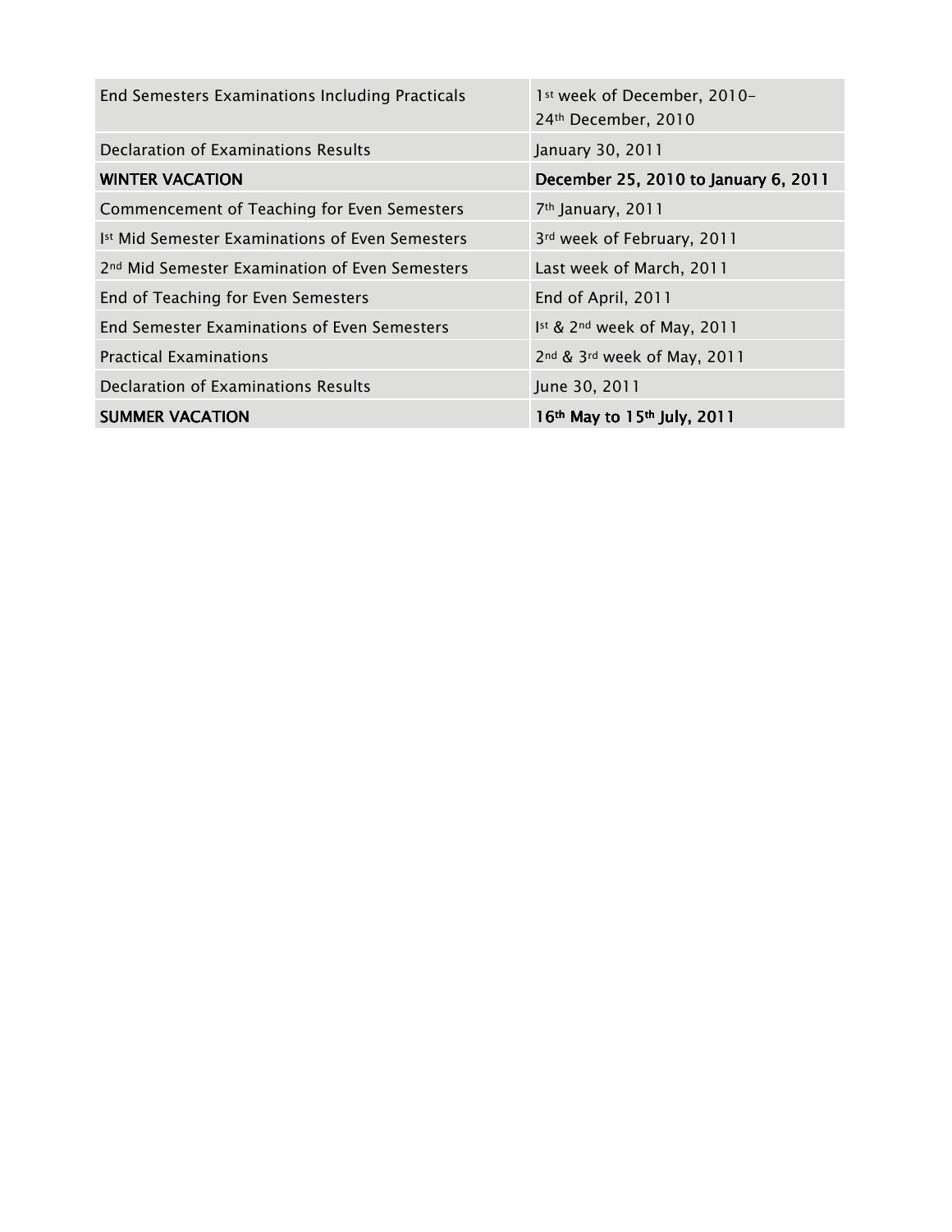| | |
|---|---|
| End Semesters Examinations Including Practicals | 1st week of December, 2010- 24th December, 2010 |
| Declaration of Examinations Results | January 30, 2011 |
| **WINTER VACATION** | **December 25, 2010 to January 6, 2011** |
| Commencement of Teaching for Even Semesters | 7th January, 2011 |
| Ist Mid Semester Examinations of Even Semesters | 3rd week of February, 2011 |
| 2nd Mid Semester Examination of Even Semesters | Last week of March, 2011 |
| End of Teaching for Even Semesters | End of April, 2011 |
| End Semester Examinations of Even Semesters | Ist & 2nd week of May, 2011 |
| Practical Examinations | 2nd & 3rd week of May, 2011 |
| Declaration of Examinations Results | June 30, 2011 |
| **SUMMER VACATION** | **16th May to 15th July, 2011** |